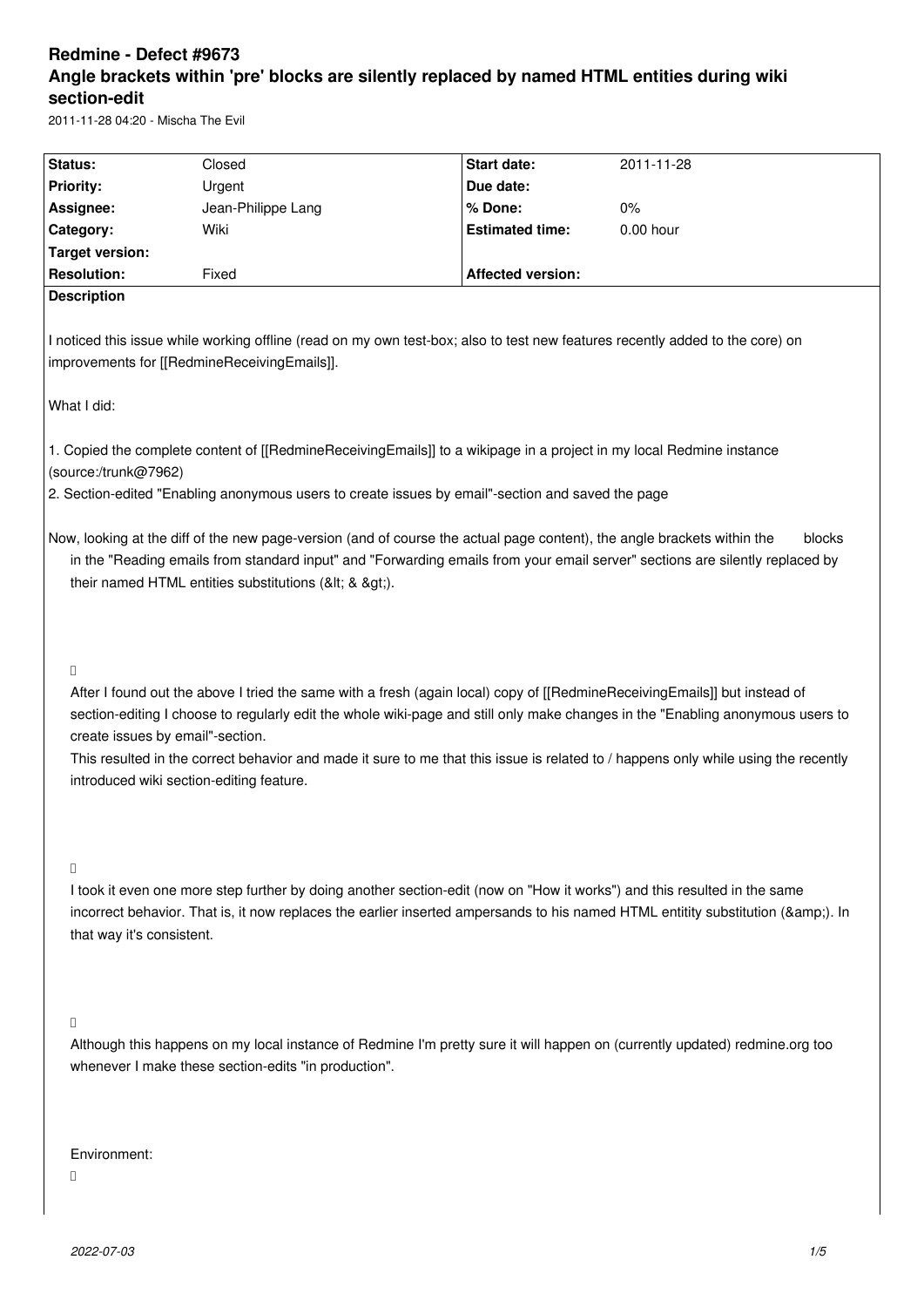# Redmine - Defect #9673

# Angle brackets within 'pre' blocks are silently replaced by named HTML entities during wiki section-edit

2011-11-28 04:20 - Mischa The Evil

| Status: | Closed | Start date: | 2011-11-28 |
|---|---|---|---|
| Priority: | Urgent | Due date: | |
| Assignee: | Jean-Philippe Lang | % Done: | 0% |
| Category: | Wiki | Estimated time: | 0.00 hour |
| Target version: | | | |
| Resolution: | Fixed | Affected version: | |

**Description**

I noticed this issue while working offline (read on my own test-box; also to test new features recently added to the core) on improvements for [[RedmineReceivingEmails]].

What I did:

1. Copied the complete content of [[RedmineReceivingEmails]] to a wikipage in a project in my local Redmine instance (source:/trunk@7962)
2. Section-edited "Enabling anonymous users to create issues by email"-section and saved the page

Now, looking at the diff of the new page-version (and of course the actual page content), the angle brackets within the blocks in the "Reading emails from standard input" and "Forwarding emails from your email server" sections are silently replaced by their named HTML entities substitutions (&lt; & &gt;).

After I found out the above I tried the same with a fresh (again local) copy of [[RedmineReceivingEmails]] but instead of section-editing I choose to regularly edit the whole wiki-page and still only make changes in the "Enabling anonymous users to create issues by email"-section.
This resulted in the correct behavior and made it sure to me that this issue is related to / happens only while using the recently introduced wiki section-editing feature.

I took it even one more step further by doing another section-edit (now on "How it works") and this resulted in the same incorrect behavior. That is, it now replaces the earlier inserted ampersands to his named HTML entitity substitution (&amp;). In that way it's consistent.

Although this happens on my local instance of Redmine I'm pretty sure it will happen on (currently updated) redmine.org too whenever I make these section-edits "in production".

Environment: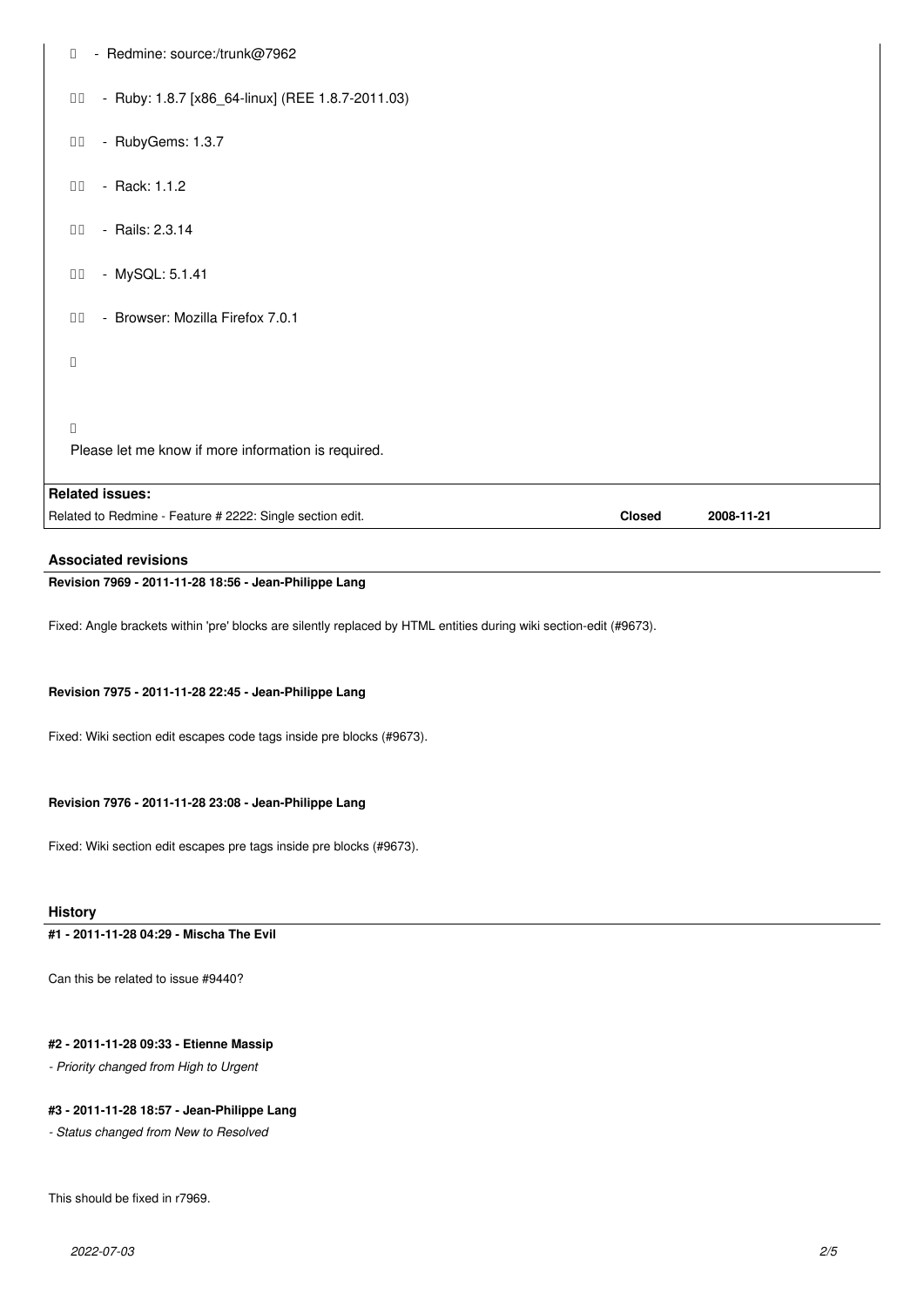- Redmine: source:/trunk@7962
- Ruby: 1.8.7 [x86_64-linux] (REE 1.8.7-2011.03)
- RubyGems: 1.3.7
- Rack: 1.1.2
- Rails: 2.3.14
- MySQL: 5.1.41
- Browser: Mozilla Firefox 7.0.1

Please let me know if more information is required.

**Related issues:**

| | | |
|---|---|---|
| Related to Redmine - Feature # 2222: Single section edit. | **Closed** | **2008-11-21** |

## Associated revisions

**Revision 7969 - 2011-11-28 18:56 - Jean-Philippe Lang**

Fixed: Angle brackets within 'pre' blocks are silently replaced by HTML entities during wiki section-edit (#9673).

**Revision 7975 - 2011-11-28 22:45 - Jean-Philippe Lang**

Fixed: Wiki section edit escapes code tags inside pre blocks (#9673).

**Revision 7976 - 2011-11-28 23:08 - Jean-Philippe Lang**

Fixed: Wiki section edit escapes pre tags inside pre blocks (#9673).

## History

**#1 - 2011-11-28 04:29 - Mischa The Evil**

Can this be related to issue #9440?

**#2 - 2011-11-28 09:33 - Etienne Massip**

*- Priority changed from High to Urgent*

**#3 - 2011-11-28 18:57 - Jean-Philippe Lang**

*- Status changed from New to Resolved*

This should be fixed in r7969.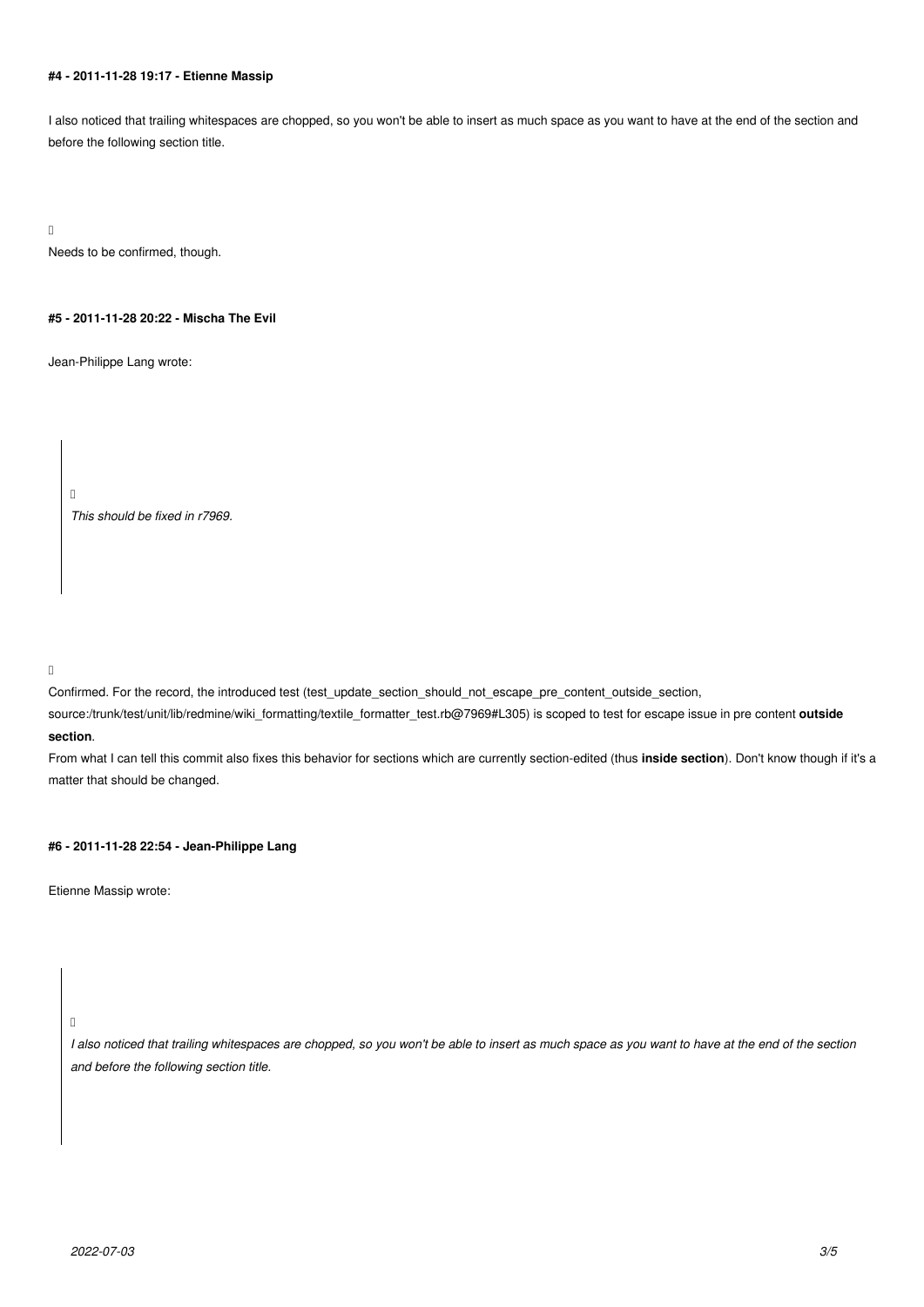#### #4 - 2011-11-28 19:17 - Etienne Massip

I also noticed that trailing whitespaces are chopped, so you won't be able to insert as much space as you want to have at the end of the section and before the following section title.

Needs to be confirmed, though.

#### #5 - 2011-11-28 20:22 - Mischa The Evil

Jean-Philippe Lang wrote:

> *This should be fixed in r7969.*

Confirmed. For the record, the introduced test (test_update_section_should_not_escape_pre_content_outside_section, source:/trunk/test/unit/lib/redmine/wiki_formatting/textile_formatter_test.rb@7969#L305) is scoped to test for escape issue in pre content **outside section**.
From what I can tell this commit also fixes this behavior for sections which are currently section-edited (thus **inside section**). Don't know though if it's a matter that should be changed.

#### #6 - 2011-11-28 22:54 - Jean-Philippe Lang

Etienne Massip wrote:

> *I also noticed that trailing whitespaces are chopped, so you won't be able to insert as much space as you want to have at the end of the section and before the following section title.*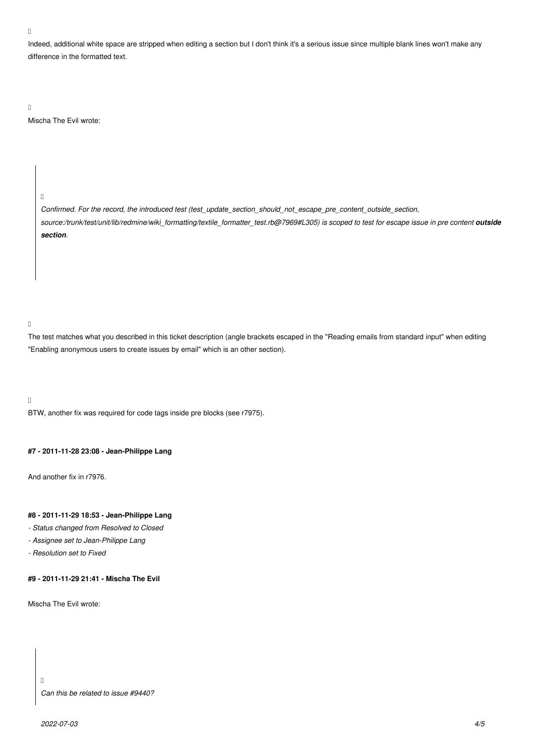Indeed, additional white space are stripped when editing a section but I don't think it's a serious issue since multiple blank lines won't make any difference in the formatted text.

Mischa The Evil wrote:

> *Confirmed. For the record, the introduced test (test_update_section_should_not_escape_pre_content_outside_section, source:/trunk/test/unit/lib/redmine/wiki_formatting/textile_formatter_test.rb@7969#L305) is scoped to test for escape issue in pre content **outside section**.*

The test matches what you described in this ticket description (angle brackets escaped in the "Reading emails from standard input" when editing "Enabling anonymous users to create issues by email" which is an other section).

BTW, another fix was required for code tags inside pre blocks (see r7975).

#### #7 - 2011-11-28 23:08 - Jean-Philippe Lang

And another fix in r7976.

#### #8 - 2011-11-29 18:53 - Jean-Philippe Lang

- *Status changed from Resolved to Closed*
- *Assignee set to Jean-Philippe Lang*
- *Resolution set to Fixed*

#### #9 - 2011-11-29 21:41 - Mischa The Evil

Mischa The Evil wrote:

> *Can this be related to issue #9440?*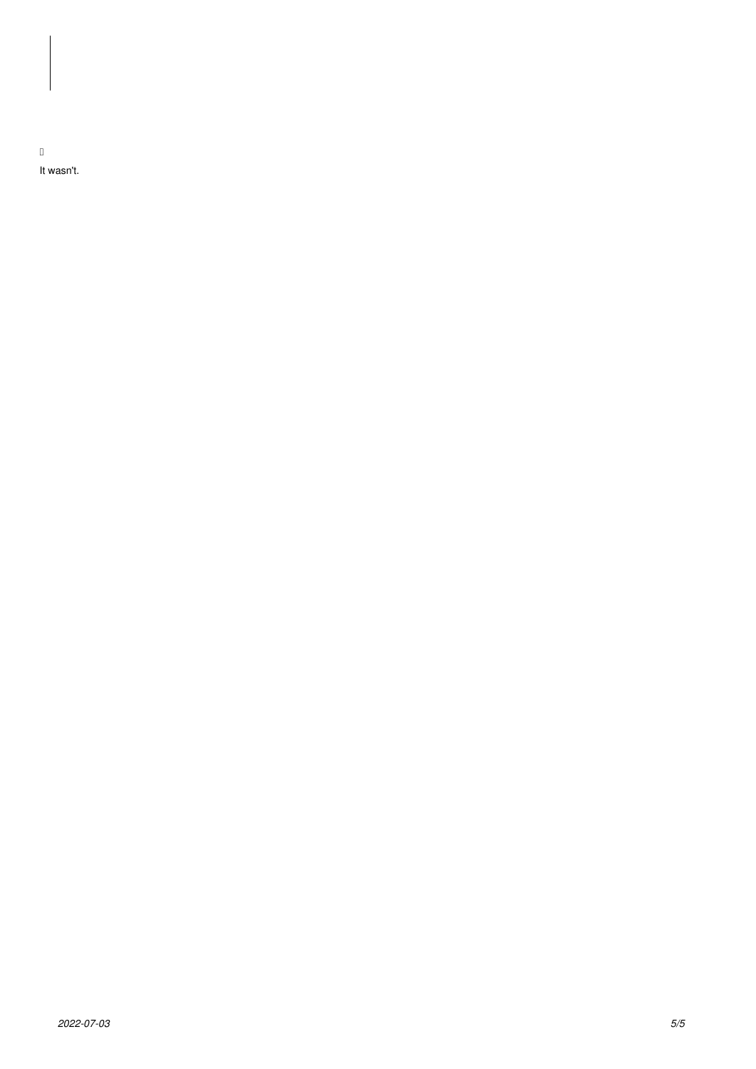It wasn't.